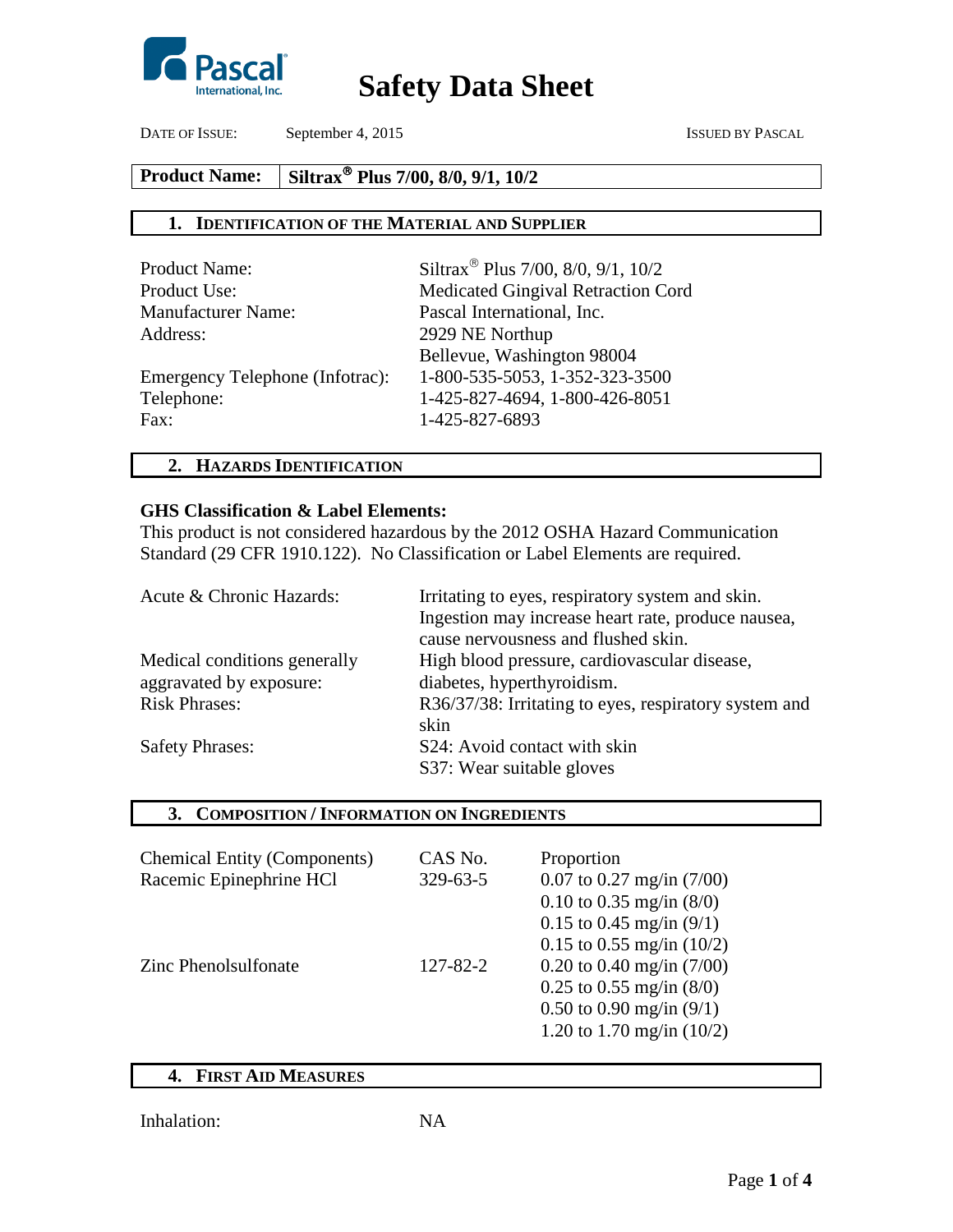# Safety Data Sheet

DATE OF ISSUE: September 4, 2015 ISSUED BY PASCAL

| **Product Name:** | **Siltrax® Plus 7/00, 8/0, 9/1, 10/2** |
|---|---|

## 1. IDENTIFICATION OF THE MATERIAL AND SUPPLIER

| | |
|---|---|
| Product Name: | Siltrax® Plus 7/00, 8/0, 9/1, 10/2 |
| Product Use: | Medicated Gingival Retraction Cord |
| Manufacturer Name: | Pascal International, Inc. |
| Address: | 2929 NE Northup<br>Bellevue, Washington 98004 |
| Emergency Telephone (Infotrac): | 1-800-535-5053, 1-352-323-3500 |
| Telephone: | 1-425-827-4694, 1-800-426-8051 |
| Fax: | 1-425-827-6893 |

## 2. HAZARDS IDENTIFICATION

**GHS Classification & Label Elements:**

This product is not considered hazardous by the 2012 OSHA Hazard Communication Standard (29 CFR 1910.122). No Classification or Label Elements are required.

| | |
|---|---|
| Acute & Chronic Hazards: | Irritating to eyes, respiratory system and skin. Ingestion may increase heart rate, produce nausea, cause nervousness and flushed skin. |
| Medical conditions generally aggravated by exposure: | High blood pressure, cardiovascular disease, diabetes, hyperthyroidism. |
| Risk Phrases: | R36/37/38: Irritating to eyes, respiratory system and skin |
| Safety Phrases: | S24: Avoid contact with skin<br>S37: Wear suitable gloves |

## 3. COMPOSITION / INFORMATION ON INGREDIENTS

| Chemical Entity (Components) | CAS No. | Proportion |
|---|---|---|
| Racemic Epinephrine HCl | 329-63-5 | 0.07 to 0.27 mg/in (7/00)<br>0.10 to 0.35 mg/in (8/0)<br>0.15 to 0.45 mg/in (9/1)<br>0.15 to 0.55 mg/in (10/2) |
| Zinc Phenolsulfonate | 127-82-2 | 0.20 to 0.40 mg/in (7/00)<br>0.25 to 0.55 mg/in (8/0)<br>0.50 to 0.90 mg/in (9/1)<br>1.20 to 1.70 mg/in (10/2) |

## 4. FIRST AID MEASURES

| | |
|---|---|
| Inhalation: | NA |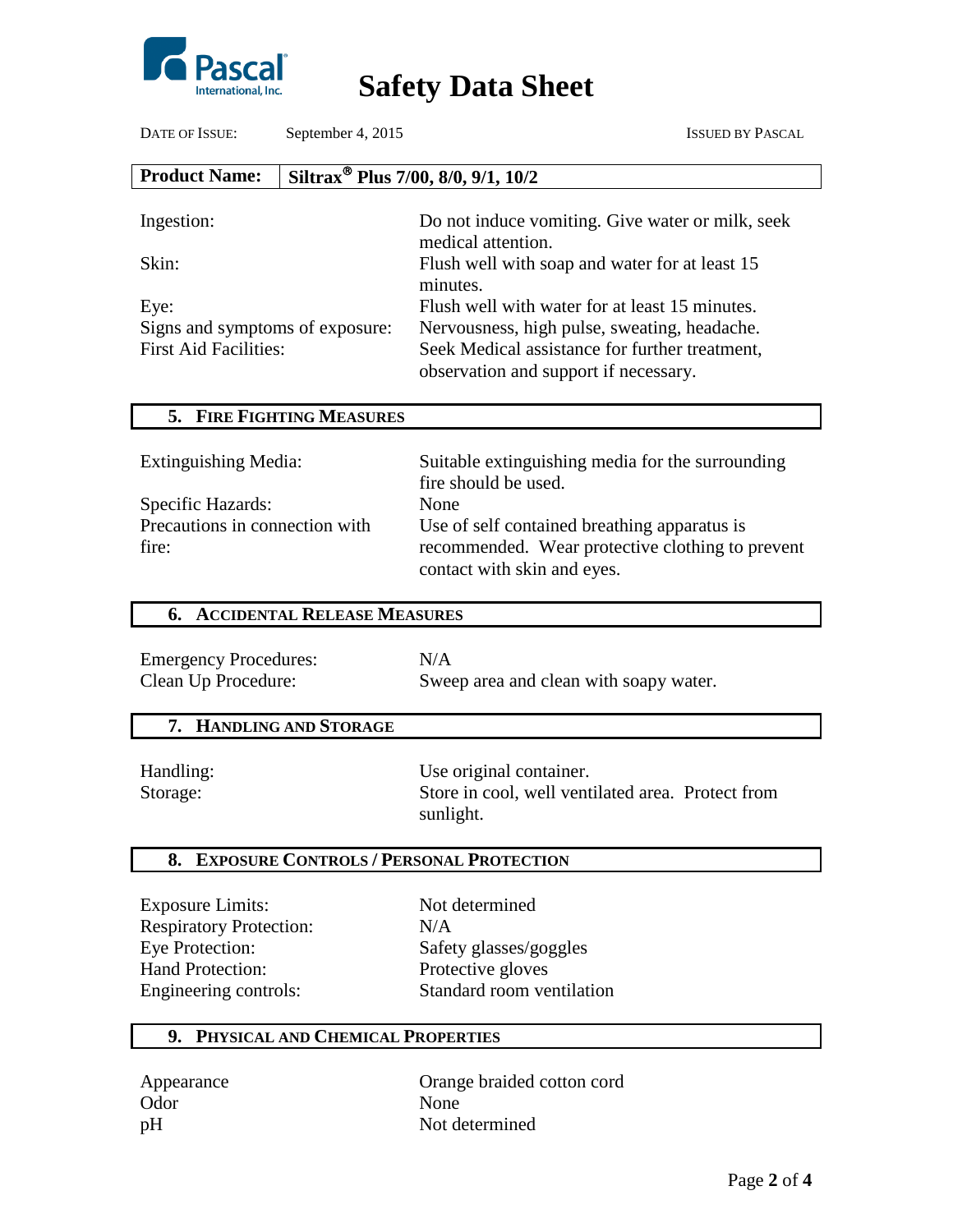# Safety Data Sheet

| DATE OF ISSUE: | September 4, 2015 | ISSUED BY PASCAL |
|---|---|---|

| **Product Name:** | **Siltrax® Plus 7/00, 8/0, 9/1, 10/2** |
|---|---|

| | |
|---|---|
| Ingestion: | Do not induce vomiting. Give water or milk, seek medical attention. |
| Skin: | Flush well with soap and water for at least 15 minutes. |
| Eye: | Flush well with water for at least 15 minutes. |
| Signs and symptoms of exposure: | Nervousness, high pulse, sweating, headache. |
| First Aid Facilities: | Seek Medical assistance for further treatment, observation and support if necessary. |

## 5. FIRE FIGHTING MEASURES

| | |
|---|---|
| Extinguishing Media: | Suitable extinguishing media for the surrounding fire should be used. |
| Specific Hazards: | None |
| Precautions in connection with fire: | Use of self contained breathing apparatus is recommended. Wear protective clothing to prevent contact with skin and eyes. |

## 6. ACCIDENTAL RELEASE MEASURES

| | |
|---|---|
| Emergency Procedures: | N/A |
| Clean Up Procedure: | Sweep area and clean with soapy water. |

## 7. HANDLING AND STORAGE

| | |
|---|---|
| Handling: | Use original container. |
| Storage: | Store in cool, well ventilated area. Protect from sunlight. |

## 8. EXPOSURE CONTROLS / PERSONAL PROTECTION

| | |
|---|---|
| Exposure Limits: | Not determined |
| Respiratory Protection: | N/A |
| Eye Protection: | Safety glasses/goggles |
| Hand Protection: | Protective gloves |
| Engineering controls: | Standard room ventilation |

## 9. PHYSICAL AND CHEMICAL PROPERTIES

| | |
|---|---|
| Appearance | Orange braided cotton cord |
| Odor | None |
| pH | Not determined |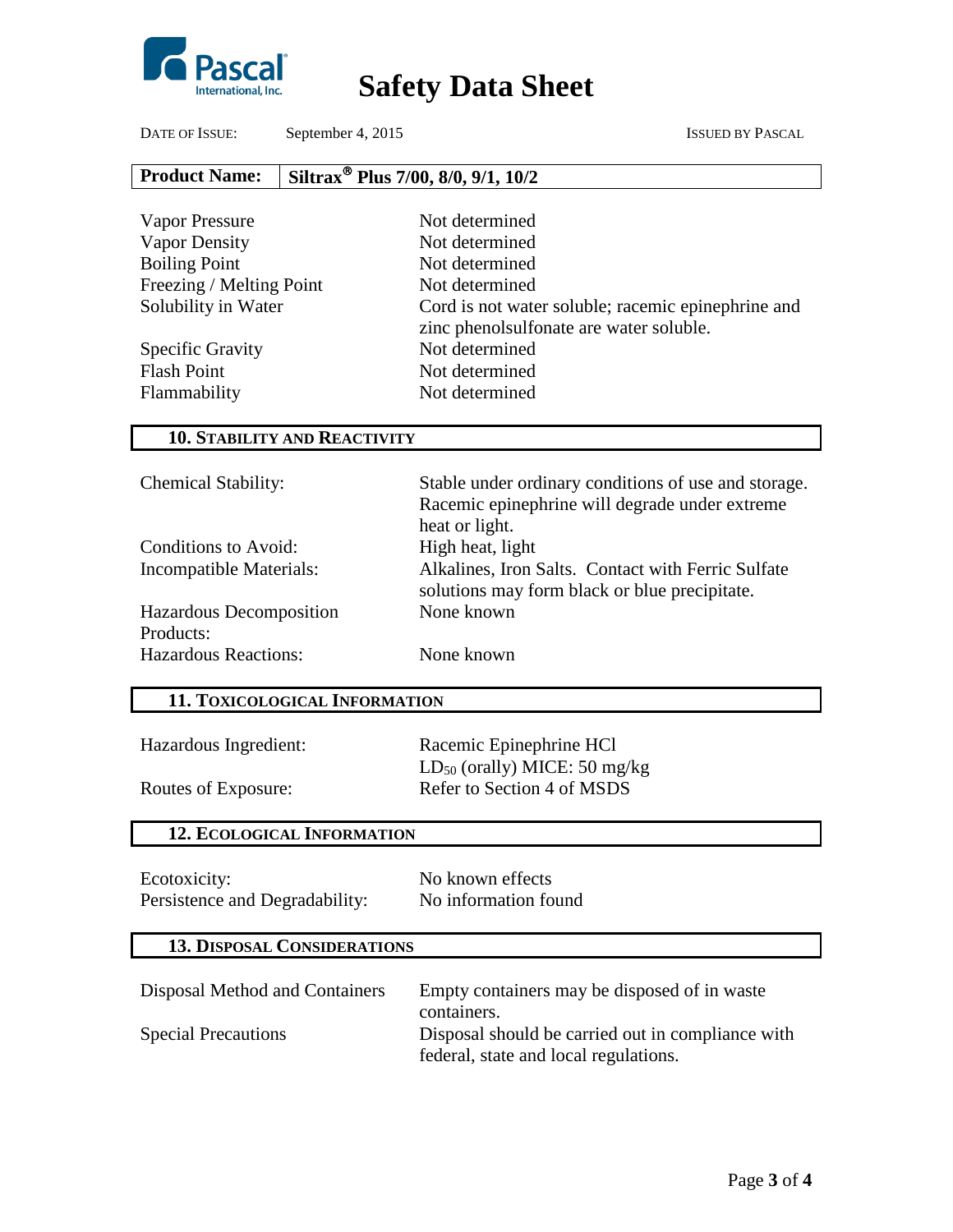# Safety Data Sheet

DATE OF ISSUE: September 4, 2015 — ISSUED BY PASCAL

| Product Name: | Siltrax® Plus 7/00, 8/0, 9/1, 10/2 |
|---|---|

| | |
|---|---|
| Vapor Pressure | Not determined |
| Vapor Density | Not determined |
| Boiling Point | Not determined |
| Freezing / Melting Point | Not determined |
| Solubility in Water | Cord is not water soluble; racemic epinephrine and zinc phenolsulfonate are water soluble. |
| Specific Gravity | Not determined |
| Flash Point | Not determined |
| Flammability | Not determined |

## 10. STABILITY AND REACTIVITY

| | |
|---|---|
| Chemical Stability: | Stable under ordinary conditions of use and storage. Racemic epinephrine will degrade under extreme heat or light. |
| Conditions to Avoid: | High heat, light |
| Incompatible Materials: | Alkalines, Iron Salts. Contact with Ferric Sulfate solutions may form black or blue precipitate. |
| Hazardous Decomposition Products: | None known |
| Hazardous Reactions: | None known |

## 11. TOXICOLOGICAL INFORMATION

| | |
|---|---|
| Hazardous Ingredient: | Racemic Epinephrine HCl<br>$LD_{50}$ (orally) MICE: 50 mg/kg |
| Routes of Exposure: | Refer to Section 4 of MSDS |

## 12. ECOLOGICAL INFORMATION

| | |
|---|---|
| Ecotoxicity: | No known effects |
| Persistence and Degradability: | No information found |

## 13. DISPOSAL CONSIDERATIONS

| | |
|---|---|
| Disposal Method and Containers | Empty containers may be disposed of in waste containers. |
| Special Precautions | Disposal should be carried out in compliance with federal, state and local regulations. |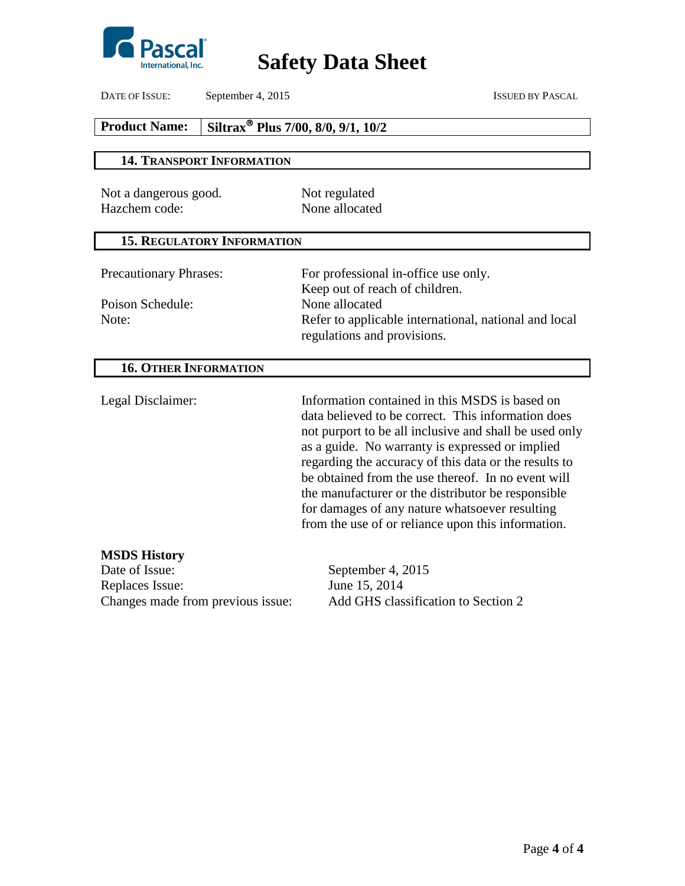# Safety Data Sheet

DATE OF ISSUE: September 4, 2015 ISSUED BY PASCAL

| Product Name: | Siltrax® Plus 7/00, 8/0, 9/1, 10/2 |
|---|---|

## 14. TRANSPORT INFORMATION

| | |
|---|---|
| Not a dangerous good. | Not regulated |
| Hazchem code: | None allocated |

## 15. REGULATORY INFORMATION

| | |
|---|---|
| Precautionary Phrases: | For professional in-office use only. Keep out of reach of children. |
| Poison Schedule: | None allocated |
| Note: | Refer to applicable international, national and local regulations and provisions. |

## 16. OTHER INFORMATION

| | |
|---|---|
| Legal Disclaimer: | Information contained in this MSDS is based on data believed to be correct. This information does not purport to be all inclusive and shall be used only as a guide. No warranty is expressed or implied regarding the accuracy of this data or the results to be obtained from the use thereof. In no event will the manufacturer or the distributor be responsible for damages of any nature whatsoever resulting from the use of or reliance upon this information. |

**MSDS History**

| | |
|---|---|
| Date of Issue: | September 4, 2015 |
| Replaces Issue: | June 15, 2014 |
| Changes made from previous issue: | Add GHS classification to Section 2 |